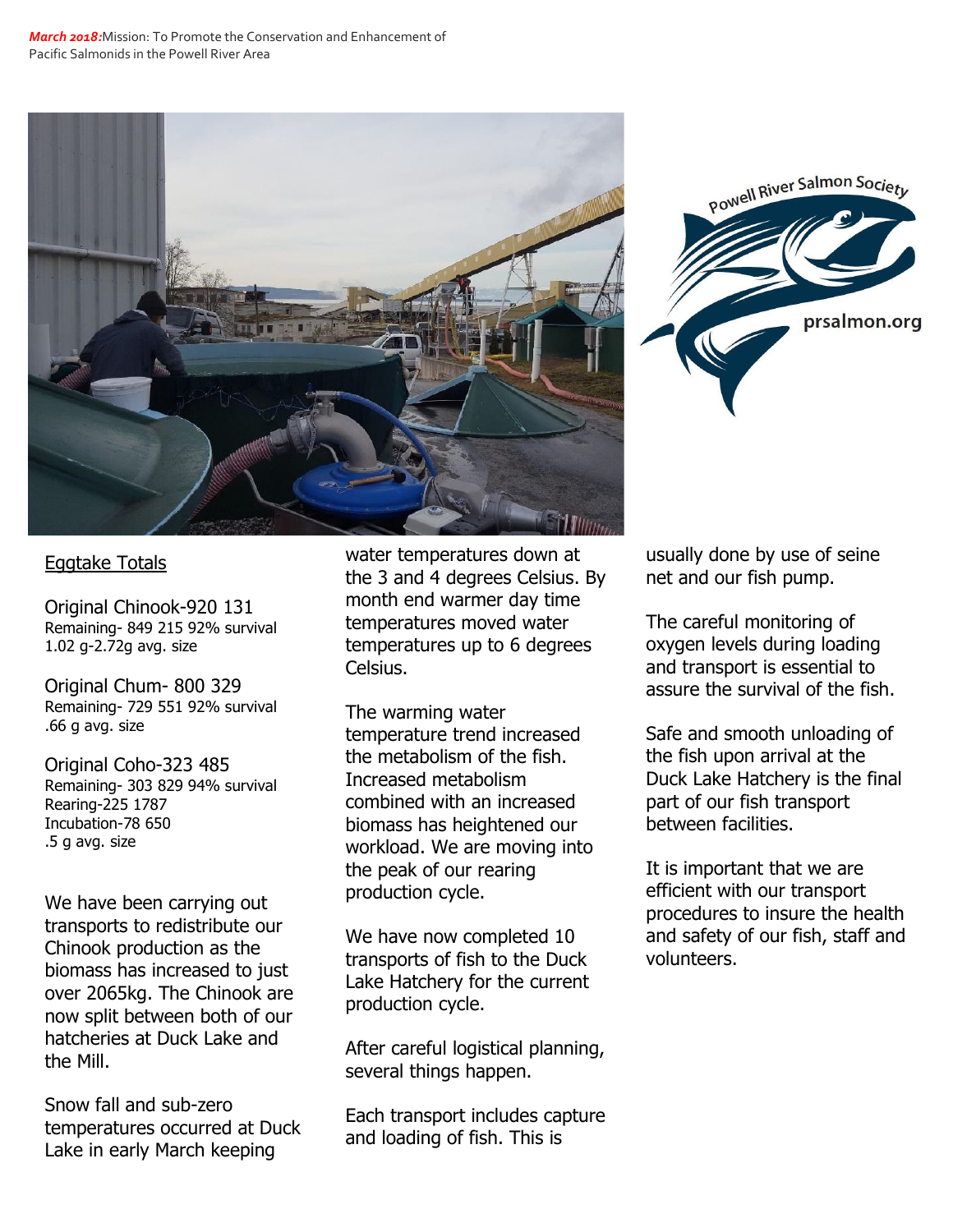*March 2018:* Mission: To Promote the Conservation and Enhancement of Pacific Salmonids in the Powell River Area

Powell River Salmon Society

prsalmon.org

## Eggtake Totals

Original Chinook-920 131
Remaining- 849 215 92% survival
1.02 g-2.72g avg. size

Original Chum- 800 329
Remaining- 729 551 92% survival
.66 g avg. size

Original Coho-323 485
Remaining- 303 829 94% survival
Rearing-225 1787
Incubation-78 650
.5 g avg. size

We have been carrying out transports to redistribute our Chinook production as the biomass has increased to just over 2065kg. The Chinook are now split between both of our hatcheries at Duck Lake and the Mill.

Snow fall and sub-zero temperatures occurred at Duck Lake in early March keeping water temperatures down at the 3 and 4 degrees Celsius. By month end warmer day time temperatures moved water temperatures up to 6 degrees Celsius.

The warming water temperature trend increased the metabolism of the fish. Increased metabolism combined with an increased biomass has heightened our workload. We are moving into the peak of our rearing production cycle.

We have now completed 10 transports of fish to the Duck Lake Hatchery for the current production cycle.

After careful logistical planning, several things happen.

Each transport includes capture and loading of fish. This is usually done by use of seine net and our fish pump.

The careful monitoring of oxygen levels during loading and transport is essential to assure the survival of the fish.

Safe and smooth unloading of the fish upon arrival at the Duck Lake Hatchery is the final part of our fish transport between facilities.

It is important that we are efficient with our transport procedures to insure the health and safety of our fish, staff and volunteers.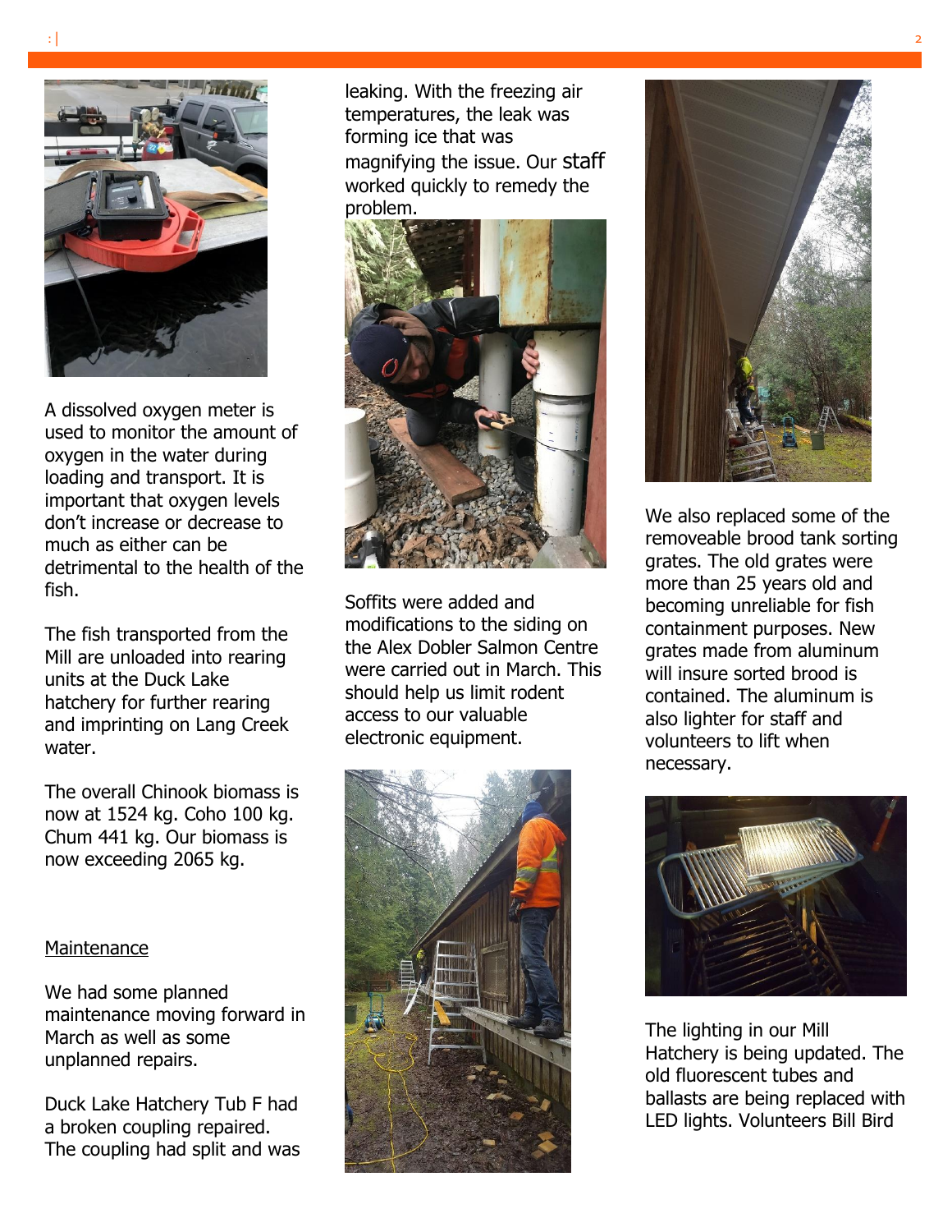A dissolved oxygen meter is used to monitor the amount of oxygen in the water during loading and transport. It is important that oxygen levels don't increase or decrease to much as either can be detrimental to the health of the fish.

The fish transported from the Mill are unloaded into rearing units at the Duck Lake hatchery for further rearing and imprinting on Lang Creek water.

The overall Chinook biomass is now at 1524 kg. Coho 100 kg. Chum 441 kg. Our biomass is now exceeding 2065 kg.

## Maintenance

We had some planned maintenance moving forward in March as well as some unplanned repairs.

Duck Lake Hatchery Tub F had a broken coupling repaired. The coupling had split and was leaking. With the freezing air temperatures, the leak was forming ice that was magnifying the issue. Our staff worked quickly to remedy the problem.

Soffits were added and modifications to the siding on the Alex Dobler Salmon Centre were carried out in March. This should help us limit rodent access to our valuable electronic equipment.

We also replaced some of the removeable brood tank sorting grates. The old grates were more than 25 years old and becoming unreliable for fish containment purposes. New grates made from aluminum will insure sorted brood is contained. The aluminum is also lighter for staff and volunteers to lift when necessary.

The lighting in our Mill Hatchery is being updated. The old fluorescent tubes and ballasts are being replaced with LED lights. Volunteers Bill Bird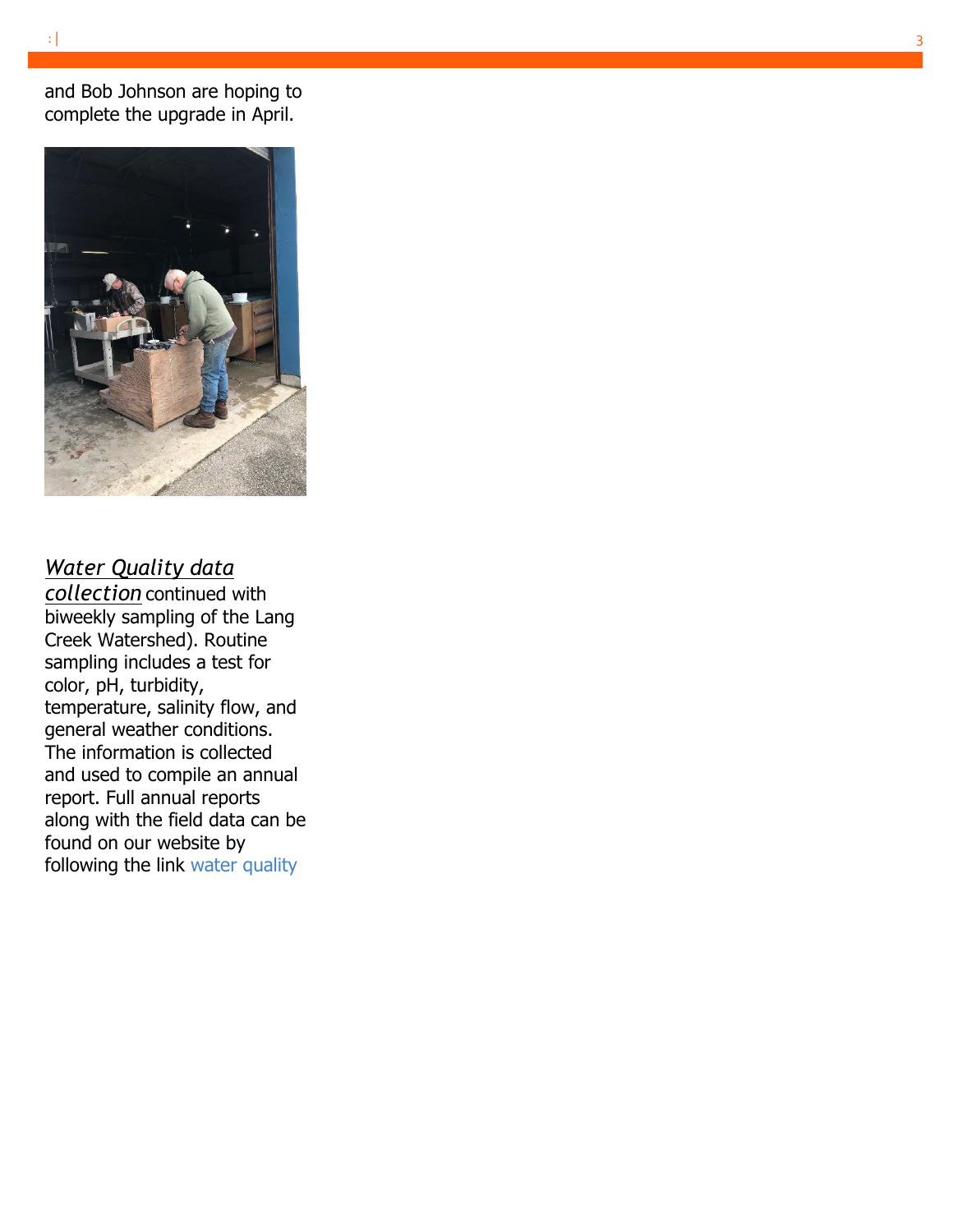and Bob Johnson are hoping to complete the upgrade in April.

***Water Quality data collection*** continued with biweekly sampling of the Lang Creek Watershed). Routine sampling includes a test for color, pH, turbidity, temperature, salinity flow, and general weather conditions. The information is collected and used to compile an annual report. Full annual reports along with the field data can be found on our website by following the link water quality